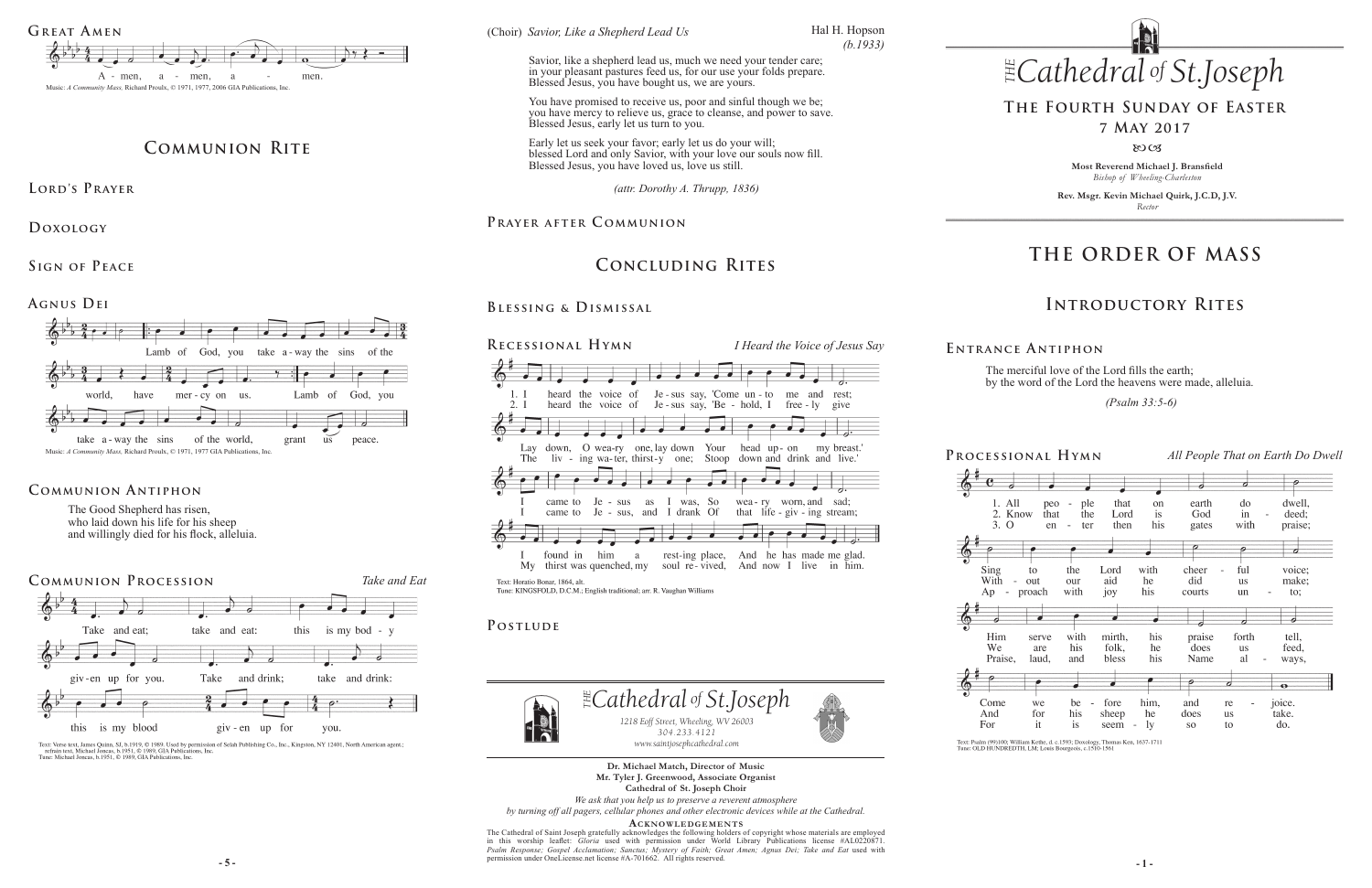## Great Amen

A - men, a - men, a - men.

Music: *A Community Mass,* Richard Proulx, © 1971, 1977, 2006 GIA Publications, Inc.

# Communion Rite

## Lord's Prayer

## Doxology

## Sign of Peace

## Agnus Dei

Lamb of God, you take a-way the sins of the world, have mer-cy on us. Lamb of God, you take a-way the sins of the world, grant us peace.

Music: *A Community Mass,* Richard Proulx, © 1971, 1977 GIA Publications, Inc.

## Communion Antiphon

The Good Shepherd has risen,
who laid down his life for his sheep
and willingly died for his flock, alleluia.

## Communion Procession *Take and Eat*

Take and eat; take and eat: this is my bod - y giv-en up for you. Take and drink; take and drink: this is my blood giv - en up for you.

Text: Verse text, James Quinn, SJ, b.1919, © 1989. Used by permission of Selah Publishing Co., Inc., Kingston, NY 12401, North American agent.; refrain text, Michael Joncas, b.1951, © 1989, GIA Publications, Inc.
Tune: Michael Joncas, b.1951, © 1989, GIA Publications, Inc.

(Choir) *Savior, Like a Shepherd Lead Us* Hal H. Hopson *(b.1933)*

Savior, like a shepherd lead us, much we need your tender care;
in your pleasant pastures feed us, for our use your folds prepare.
Blessed Jesus, you have bought us, we are yours.

You have promised to receive us, poor and sinful though we be;
you have mercy to relieve us, grace to cleanse, and power to save.
Blessed Jesus, early let us turn to you.

Early let us seek your favor; early let us do your will;
blessed Lord and only Savior, with your love our souls now fill.
Blessed Jesus, you have loved us, love us still.

*(attr. Dorothy A. Thrupp, 1836)*

## Prayer after Communion

# Concluding Rites

## Blessing & Dismissal

## Recessional Hymn *I Heard the Voice of Jesus Say*

1. I heard the voice of Je-sus say, 'Come un-to me and rest; Lay down, O wea-ry one, lay down Your head up-on my breast.' I came to Je-sus as I was, So wea-ry worn, and sad; I found in him a rest-ing place, And he has made me glad.

2. I heard the voice of Je-sus say, 'Be-hold, I free-ly give The liv-ing wa-ter, thirst-y one; Stoop down and drink and live.' I came to Je-sus, and I drank Of that life-giv-ing stream; My thirst was quenched, my soul re-vived, And now I live in him.

Text: Horatio Bonar, 1864, alt.
Tune: KINGSFOLD, D.C.M.; English traditional; arr. R. Vaughan Williams

## Postlude

*The Cathedral of St. Joseph*
*1218 Eoff Street, Wheeling, WV 26003*
*304.233.4121*
*www.saintjosephcathedral.com*

**Dr. Michael Match, Director of Music**
**Mr. Tyler J. Greenwood, Associate Organist**
**Cathedral of St. Joseph Choir**

*We ask that you help us to preserve a reverent atmosphere by turning off all pagers, cellular phones and other electronic devices while at the Cathedral.*

**Acknowledgements**

The Cathedral of Saint Joseph gratefully acknowledges the following holders of copyright whose materials are employed in this worship leaflet: *Gloria* used with permission under World Library Publications license #AL0220871. *Psalm Response; Gospel Acclamation; Sanctus; Mystery of Faith; Great Amen; Agnus Dei; Take and Eat* used with permission under OneLicense.net license #A-701662. All rights reserved.

# The Cathedral of St. Joseph

## The Fourth Sunday of Easter
## 7 May 2017

**Most Reverend Michael J. Bransfield**
*Bishop of Wheeling-Charleston*

**Rev. Msgr. Kevin Michael Quirk, J.C.D, J.V.**
*Rector*

# The Order of Mass

# Introductory Rites

## Entrance Antiphon

The merciful love of the Lord fills the earth;
by the word of the Lord the heavens were made, alleluia.

*(Psalm 33:5-6)*

## Processional Hymn *All People That on Earth Do Dwell*

1. All peo-ple that on earth do dwell, Sing to the Lord with cheer-ful voice; Him serve with mirth, his praise forth tell, Come we be-fore him, and re-joice.

2. Know that the Lord is God in-deed; With-out our aid he did us make; We are his folk, he does us feed, And for his sheep he does us take.

3. O en-ter then his gates with praise; Ap-proach with joy his courts un-to; Praise, laud, and bless his Name al-ways, For it is seem-ly so to do.

Text: Psalm (99)100; William Kethe, d.c.1593; Doxology, Thomas Ken, 1637-1711
Tune: OLD HUNDREDTH, LM; Louis Bourgeois, c.1510-1561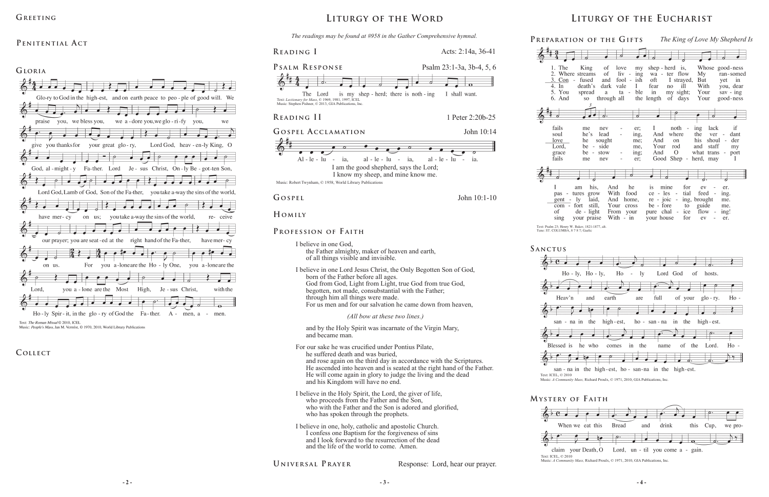## Greeting

## Penitential Act

## Gloria

Glo-ry to God in the high-est, and on earth peace to peo-ple of good will. We praise you, we bless you, we a-dore you, we glo-ri-fy you, we give you thanks for your great glo-ry, Lord God, heav-en-ly King, O God, al-might-y Fa-ther. Lord Je-sus Christ, On-ly Be-got-ten Son, Lord God, Lamb of God, Son of the Fa-ther, you take a-way the sins of the world, have mer-cy on us; you take a-way the sins of the world, re-ceive our prayer; you are seat-ed at the right hand of the Fa-ther, have mer-cy on us. For you a-lone are the Ho-ly One, you a-lone are the Lord, you a-lone are the Most High, Je-sus Christ, with the Ho-ly Spir-it, in the glo-ry of God the Fa-ther. A-men, a-men.

Text: *The Roman Missal* © 2010, ICEL
Music: *People's Mass*, Jan M. Vermulst, © 1970, 2010, World Library Publications

## Collect

# Liturgy of the Word

*The readings may be found at #958 in the Gather Comprehensive hymnal.*

## Reading I

Acts: 2:14a, 36-41

## Psalm Response

Psalm 23:1-3a, 3b-4, 5, 6

The Lord is my shep-herd; there is noth-ing I shall want.

Text: *Lectionary for Mass*, © 1969, 1981, 1997, ICEL
Music: Stephen Pishner, © 2013, GIA Publications, Inc.

## Reading II

1 Peter 2:20b-25

## Gospel Acclamation

John 10:14

Al-le-lu-ia, al-le-lu-ia, al-le-lu-ia.

I am the good shepherd, says the Lord;
I know my sheep, and mine know me.

Music: Robert Twynham, © 1958, World Library Publications

## Gospel

John 10:1-10

## Homily

## Profession of Faith

I believe in one God,
the Father almighty, maker of heaven and earth,
of all things visible and invisible.

I believe in one Lord Jesus Christ, the Only Begotten Son of God,
born of the Father before all ages.
God from God, Light from Light, true God from true God,
begotten, not made, consubstantial with the Father;
through him all things were made.
For us men and for our salvation he came down from heaven,

*(All bow at these two lines.)*

and by the Holy Spirit was incarnate of the Virgin Mary,
and became man.

For our sake he was crucified under Pontius Pilate,
he suffered death and was buried,
and rose again on the third day in accordance with the Scriptures.
He ascended into heaven and is seated at the right hand of the Father.
He will come again in glory to judge the living and the dead
and his Kingdom will have no end.

I believe in the Holy Spirit, the Lord, the giver of life,
who proceeds from the Father and the Son,
who with the Father and the Son is adored and glorified,
who has spoken through the prophets.

I believe in one, holy, catholic and apostolic Church.
I confess one Baptism for the forgiveness of sins
and I look forward to the resurrection of the dead
and the life of the world to come. Amen.

## Universal Prayer

Response: Lord, hear our prayer.

# Liturgy of the Eucharist

## Preparation of the Gifts

*The King of Love My Shepherd Is*

1. The King of love my shep-herd is, Whose good-ness fails me nev-er; I noth-ing lack if I am his, And he is mine for ev-er.
2. Where streams of liv-ing wa-ter flow My ran-somed soul he's lead-ing, And where the ver-dant pas-tures grow With food ce-les-tial feed-ing.
3. Con-fused and fool-ish oft I strayed, But yet in love he sought me; And on his shoul-der gent-ly laid, And home, re-joic-ing, brought me.
4. In death's dark vale I fear no ill With you, dear Lord, be-side me, Your rod and staff my com-fort still, Your cross be-fore to guide me.
5. You spread a ta-ble in my sight; Your sav-ing grace be-stow-ing; And O what trans-port of de-light From your pure chal-ice flow-ing!
6. And so through all the length of days Your good-ness fails me nev-er; Good Shep-herd, may I sing your praise With-in your house for ev-er.

Text: Psalm 23; Henry W. Baker, 1821-1877, alt.
Tune: ST. COLUMBA, 8 7 8 7; Gaelic

## Sanctus

Ho-ly, Ho-ly, Ho-ly Lord God of hosts. Heav'n and earth are full of your glo-ry. Ho-san-na in the high-est, ho-san-na in the high-est. Blessed is he who comes in the name of the Lord. Ho-san-na in the high-est, ho-san-na in the high-est.

Text: ICEL, © 2010
Music: *A Community Mass*, Richard Proulx, © 1971, 2010, GIA Publications, Inc.

## Mystery of Faith

When we eat this Bread and drink this Cup, we pro-claim your Death, O Lord, un-til you come a-gain.

Text: ICEL, © 2010
Music: *A Community Mass*, Richard Proulx, © 1971, 2010, GIA Publications, Inc.